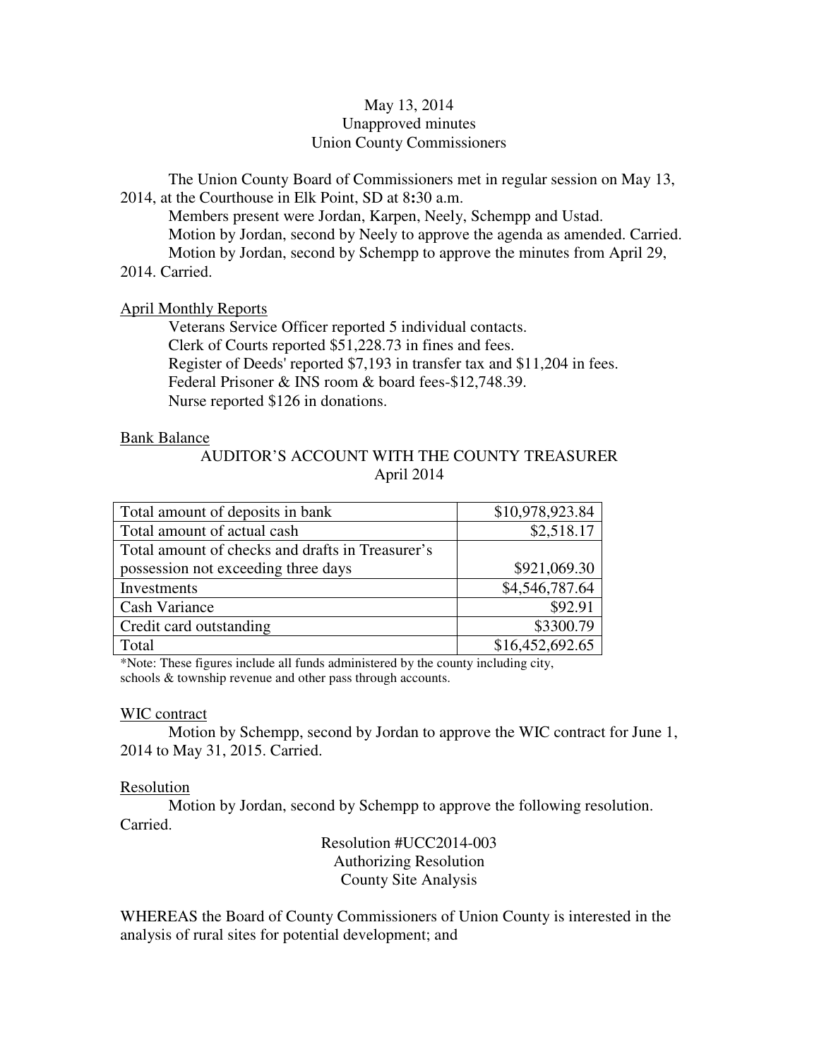May 13, 2014
Unapproved minutes
Union County Commissioners

The Union County Board of Commissioners met in regular session on May 13, 2014, at the Courthouse in Elk Point, SD at 8:30 a.m.

Members present were Jordan, Karpen, Neely, Schempp and Ustad.

Motion by Jordan, second by Neely to approve the agenda as amended. Carried.

Motion by Jordan, second by Schempp to approve the minutes from April 29, 2014. Carried.

April Monthly Reports

Veterans Service Officer reported 5 individual contacts.
Clerk of Courts reported $51,228.73 in fines and fees.
Register of Deeds' reported $7,193 in transfer tax and $11,204 in fees.
Federal Prisoner & INS room & board fees-$12,748.39.
Nurse reported $126 in donations.

Bank Balance

AUDITOR'S ACCOUNT WITH THE COUNTY TREASURER
April 2014

| | |
|---|---:|
| Total amount of deposits in bank | $10,978,923.84 |
| Total amount of actual cash | $2,518.17 |
| Total amount of checks and drafts in Treasurer's possession not exceeding three days | $921,069.30 |
| Investments | $4,546,787.64 |
| Cash Variance | $92.91 |
| Credit card outstanding | $3300.79 |
| Total | $16,452,692.65 |

*Note: These figures include all funds administered by the county including city, schools & township revenue and other pass through accounts.

WIC contract

Motion by Schempp, second by Jordan to approve the WIC contract for June 1, 2014 to May 31, 2015. Carried.

Resolution

Motion by Jordan, second by Schempp to approve the following resolution. Carried.

Resolution #UCC2014-003
Authorizing Resolution
County Site Analysis

WHEREAS the Board of County Commissioners of Union County is interested in the analysis of rural sites for potential development; and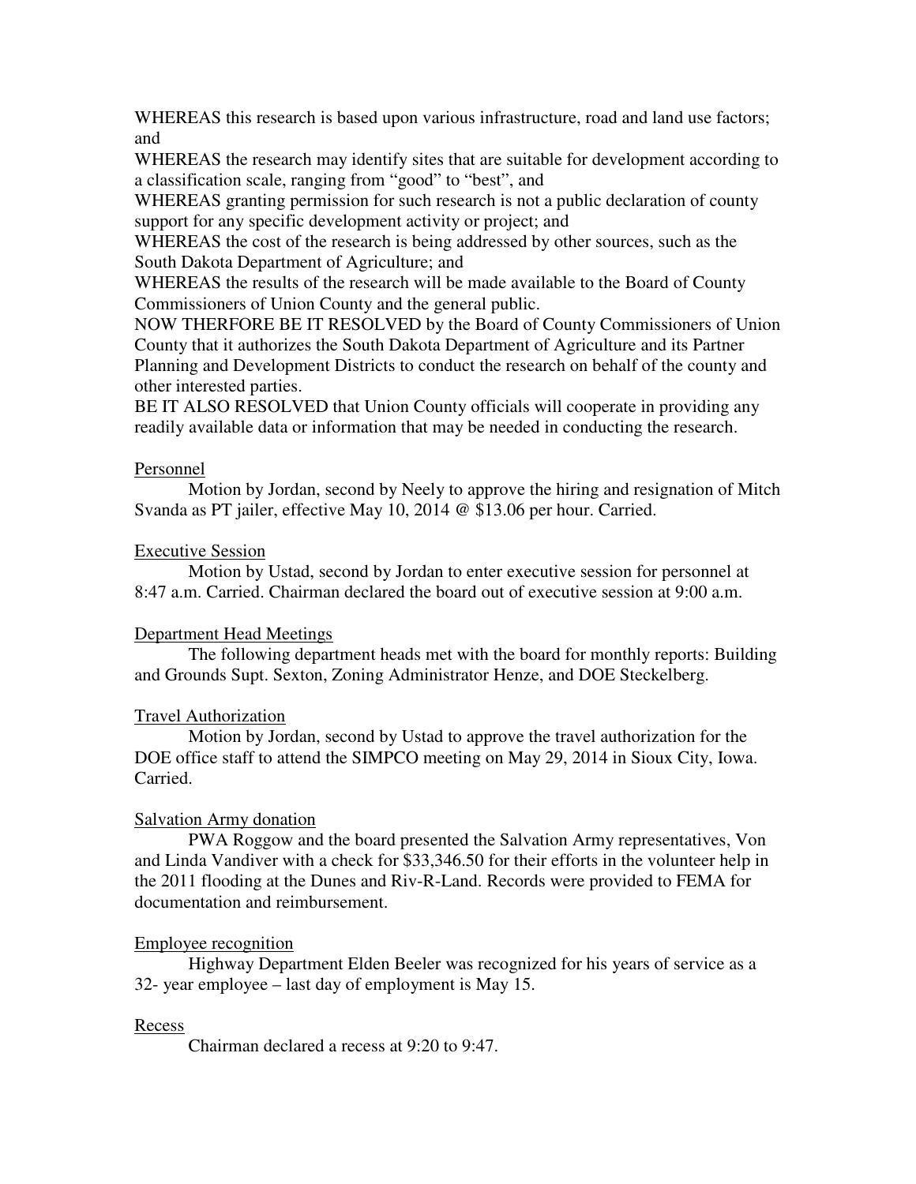WHEREAS this research is based upon various infrastructure, road and land use factors; and

WHEREAS the research may identify sites that are suitable for development according to a classification scale, ranging from "good" to "best", and

WHEREAS granting permission for such research is not a public declaration of county support for any specific development activity or project; and

WHEREAS the cost of the research is being addressed by other sources, such as the South Dakota Department of Agriculture; and

WHEREAS the results of the research will be made available to the Board of County Commissioners of Union County and the general public.

NOW THERFORE BE IT RESOLVED by the Board of County Commissioners of Union County that it authorizes the South Dakota Department of Agriculture and its Partner Planning and Development Districts to conduct the research on behalf of the county and other interested parties.

BE IT ALSO RESOLVED that Union County officials will cooperate in providing any readily available data or information that may be needed in conducting the research.

Personnel

Motion by Jordan, second by Neely to approve the hiring and resignation of Mitch Svanda as PT jailer, effective May 10, 2014 @ $13.06 per hour. Carried.

Executive Session

Motion by Ustad, second by Jordan to enter executive session for personnel at 8:47 a.m. Carried. Chairman declared the board out of executive session at 9:00 a.m.

Department Head Meetings

The following department heads met with the board for monthly reports: Building and Grounds Supt. Sexton, Zoning Administrator Henze, and DOE Steckelberg.

Travel Authorization

Motion by Jordan, second by Ustad to approve the travel authorization for the DOE office staff to attend the SIMPCO meeting on May 29, 2014 in Sioux City, Iowa. Carried.

Salvation Army donation

PWA Roggow and the board presented the Salvation Army representatives, Von and Linda Vandiver with a check for $33,346.50 for their efforts in the volunteer help in the 2011 flooding at the Dunes and Riv-R-Land. Records were provided to FEMA for documentation and reimbursement.

Employee recognition

Highway Department Elden Beeler was recognized for his years of service as a 32- year employee – last day of employment is May 15.

Recess

Chairman declared a recess at 9:20 to 9:47.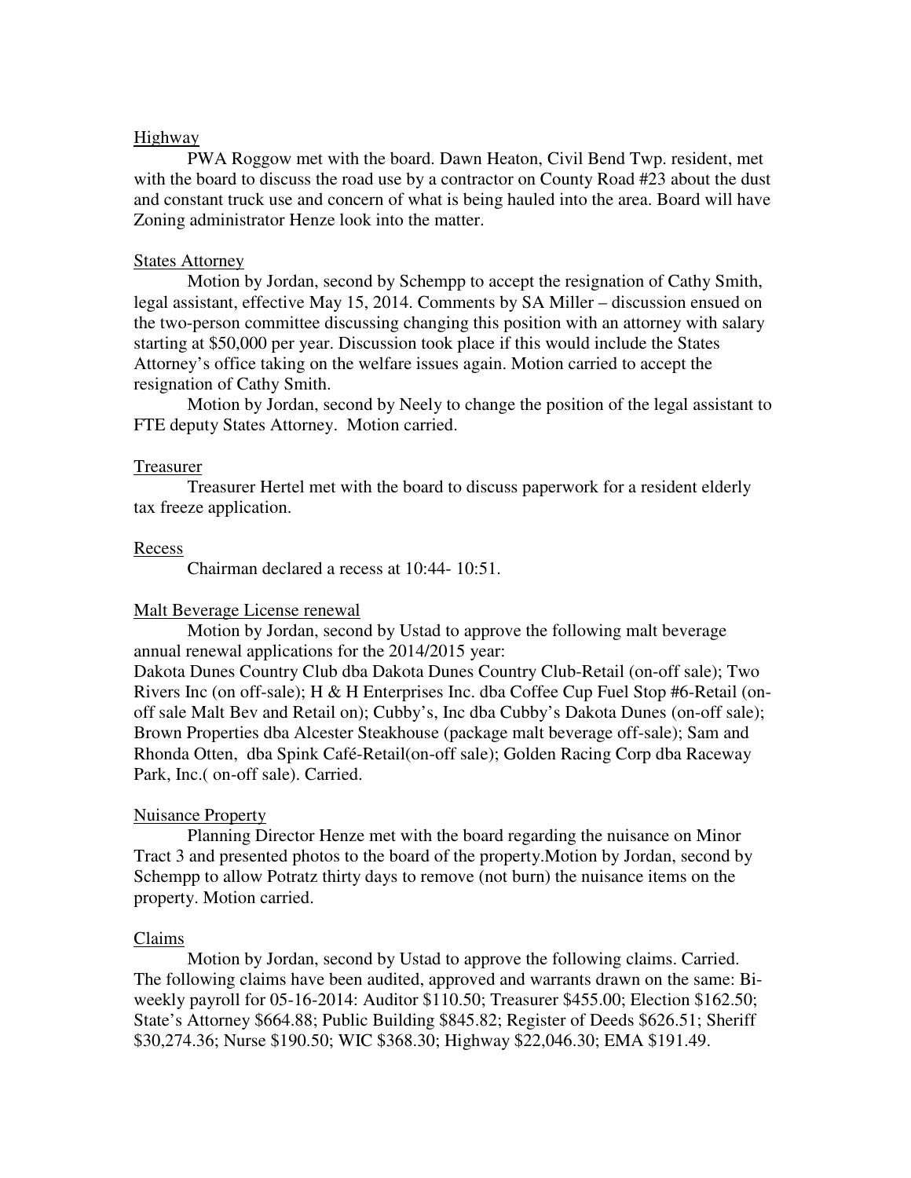Highway

PWA Roggow met with the board. Dawn Heaton, Civil Bend Twp. resident, met with the board to discuss the road use by a contractor on County Road #23 about the dust and constant truck use and concern of what is being hauled into the area. Board will have Zoning administrator Henze look into the matter.

States Attorney

Motion by Jordan, second by Schempp to accept the resignation of Cathy Smith, legal assistant, effective May 15, 2014. Comments by SA Miller – discussion ensued on the two-person committee discussing changing this position with an attorney with salary starting at $50,000 per year. Discussion took place if this would include the States Attorney's office taking on the welfare issues again. Motion carried to accept the resignation of Cathy Smith.

Motion by Jordan, second by Neely to change the position of the legal assistant to FTE deputy States Attorney. Motion carried.

Treasurer

Treasurer Hertel met with the board to discuss paperwork for a resident elderly tax freeze application.

Recess

Chairman declared a recess at 10:44- 10:51.

Malt Beverage License renewal

Motion by Jordan, second by Ustad to approve the following malt beverage annual renewal applications for the 2014/2015 year:
Dakota Dunes Country Club dba Dakota Dunes Country Club-Retail (on-off sale); Two Rivers Inc (on off-sale); H & H Enterprises Inc. dba Coffee Cup Fuel Stop #6-Retail (on-off sale Malt Bev and Retail on); Cubby's, Inc dba Cubby's Dakota Dunes (on-off sale); Brown Properties dba Alcester Steakhouse (package malt beverage off-sale); Sam and Rhonda Otten, dba Spink Café-Retail(on-off sale); Golden Racing Corp dba Raceway Park, Inc.( on-off sale). Carried.

Nuisance Property

Planning Director Henze met with the board regarding the nuisance on Minor Tract 3 and presented photos to the board of the property.Motion by Jordan, second by Schempp to allow Potratz thirty days to remove (not burn) the nuisance items on the property. Motion carried.

Claims

Motion by Jordan, second by Ustad to approve the following claims. Carried. The following claims have been audited, approved and warrants drawn on the same: Bi-weekly payroll for 05-16-2014: Auditor $110.50; Treasurer $455.00; Election $162.50; State's Attorney $664.88; Public Building $845.82; Register of Deeds $626.51; Sheriff $30,274.36; Nurse $190.50; WIC $368.30; Highway $22,046.30; EMA $191.49.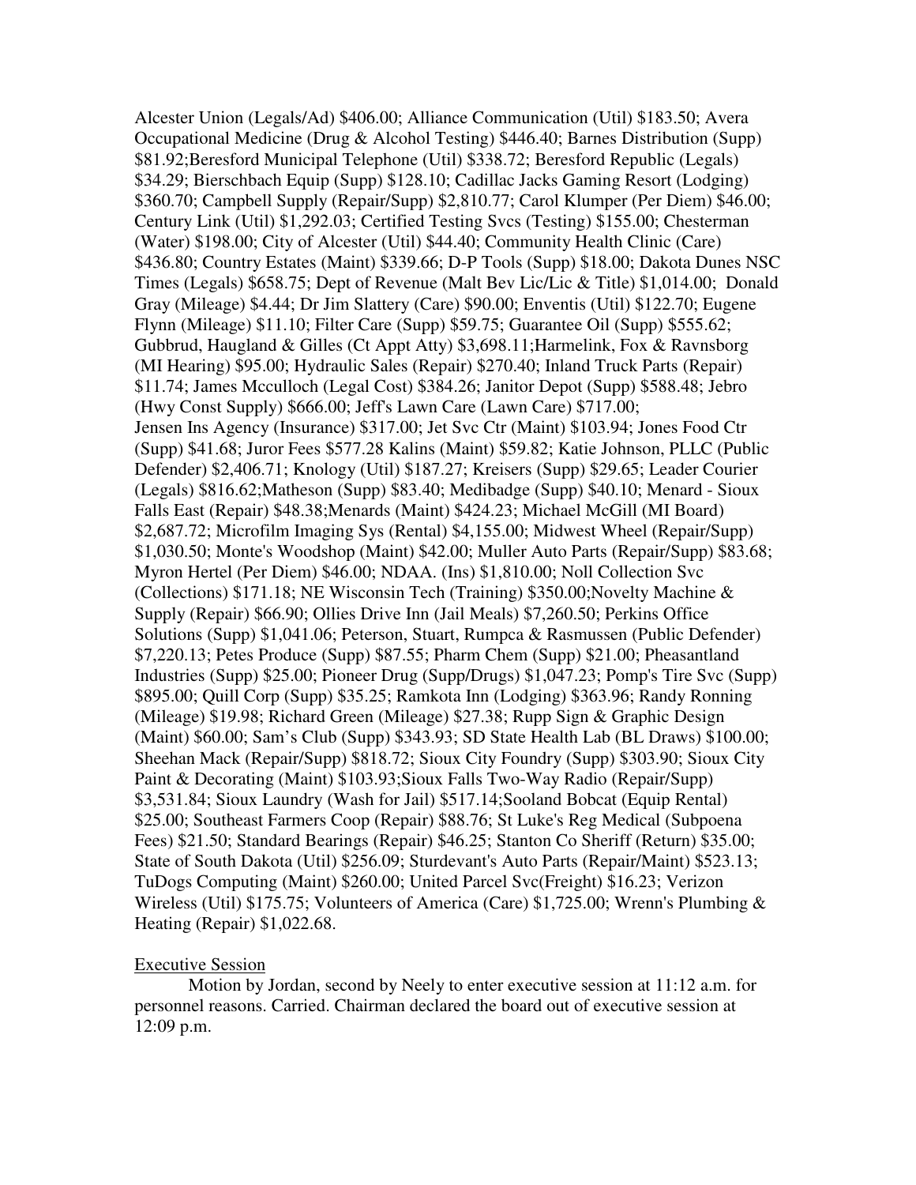Alcester Union (Legals/Ad) $406.00; Alliance Communication (Util) $183.50; Avera Occupational Medicine (Drug & Alcohol Testing) $446.40; Barnes Distribution (Supp) $81.92;Beresford Municipal Telephone (Util) $338.72; Beresford Republic (Legals) $34.29; Bierschbach Equip (Supp) $128.10; Cadillac Jacks Gaming Resort (Lodging) $360.70; Campbell Supply (Repair/Supp) $2,810.77; Carol Klumper (Per Diem) $46.00; Century Link (Util) $1,292.03; Certified Testing Svcs (Testing) $155.00; Chesterman (Water) $198.00; City of Alcester (Util) $44.40; Community Health Clinic (Care) $436.80; Country Estates (Maint) $339.66; D-P Tools (Supp) $18.00; Dakota Dunes NSC Times (Legals) $658.75; Dept of Revenue (Malt Bev Lic/Lic & Title) $1,014.00; Donald Gray (Mileage) $4.44; Dr Jim Slattery (Care) $90.00; Enventis (Util) $122.70; Eugene Flynn (Mileage) $11.10; Filter Care (Supp) $59.75; Guarantee Oil (Supp) $555.62; Gubbrud, Haugland & Gilles (Ct Appt Atty) $3,698.11;Harmelink, Fox & Ravnsborg (MI Hearing) $95.00; Hydraulic Sales (Repair) $270.40; Inland Truck Parts (Repair) $11.74; James Mcculloch (Legal Cost) $384.26; Janitor Depot (Supp) $588.48; Jebro (Hwy Const Supply) $666.00; Jeff's Lawn Care (Lawn Care) $717.00; Jensen Ins Agency (Insurance) $317.00; Jet Svc Ctr (Maint) $103.94; Jones Food Ctr (Supp) $41.68; Juror Fees $577.28 Kalins (Maint) $59.82; Katie Johnson, PLLC (Public Defender) $2,406.71; Knology (Util) $187.27; Kreisers (Supp) $29.65; Leader Courier (Legals) $816.62;Matheson (Supp) $83.40; Medibadge (Supp) $40.10; Menard - Sioux Falls East (Repair) $48.38;Menards (Maint) $424.23; Michael McGill (MI Board) $2,687.72; Microfilm Imaging Sys (Rental) $4,155.00; Midwest Wheel (Repair/Supp) $1,030.50; Monte's Woodshop (Maint) $42.00; Muller Auto Parts (Repair/Supp) $83.68; Myron Hertel (Per Diem) $46.00; NDAA. (Ins) $1,810.00; Noll Collection Svc (Collections) $171.18; NE Wisconsin Tech (Training) $350.00;Novelty Machine & Supply (Repair) $66.90; Ollies Drive Inn (Jail Meals) $7,260.50; Perkins Office Solutions (Supp) $1,041.06; Peterson, Stuart, Rumpca & Rasmussen (Public Defender) $7,220.13; Petes Produce (Supp) $87.55; Pharm Chem (Supp) $21.00; Pheasantland Industries (Supp) $25.00; Pioneer Drug (Supp/Drugs) $1,047.23; Pomp's Tire Svc (Supp) $895.00; Quill Corp (Supp) $35.25; Ramkota Inn (Lodging) $363.96; Randy Ronning (Mileage) $19.98; Richard Green (Mileage) $27.38; Rupp Sign & Graphic Design (Maint) $60.00; Sam's Club (Supp) $343.93; SD State Health Lab (BL Draws) $100.00; Sheehan Mack (Repair/Supp) $818.72; Sioux City Foundry (Supp) $303.90; Sioux City Paint & Decorating (Maint) $103.93;Sioux Falls Two-Way Radio (Repair/Supp) $3,531.84; Sioux Laundry (Wash for Jail) $517.14;Sooland Bobcat (Equip Rental) $25.00; Southeast Farmers Coop (Repair) $88.76; St Luke's Reg Medical (Subpoena Fees) $21.50; Standard Bearings (Repair) $46.25; Stanton Co Sheriff (Return) $35.00; State of South Dakota (Util) $256.09; Sturdevant's Auto Parts (Repair/Maint) $523.13; TuDogs Computing (Maint) $260.00; United Parcel Svc(Freight) $16.23; Verizon Wireless (Util) $175.75; Volunteers of America (Care) $1,725.00; Wrenn's Plumbing & Heating (Repair) $1,022.68.

## Executive Session

Motion by Jordan, second by Neely to enter executive session at 11:12 a.m. for personnel reasons. Carried. Chairman declared the board out of executive session at 12:09 p.m.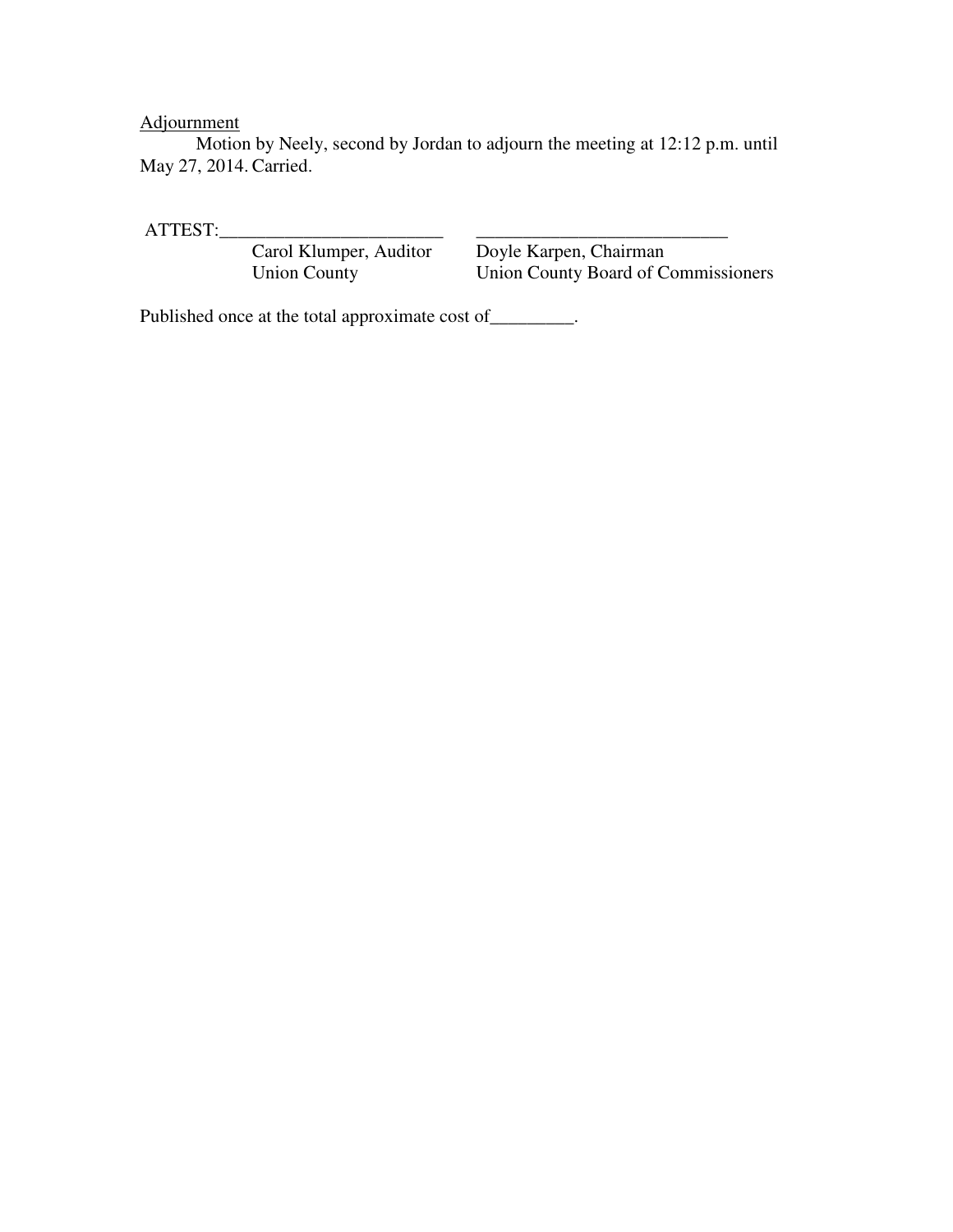<u>Adjournment</u>

Motion by Neely, second by Jordan to adjourn the meeting at 12:12 p.m. until May 27, 2014. Carried.

ATTEST:________________________ ___________________________

Carol Klumper, Auditor Doyle Karpen, Chairman
Union County Union County Board of Commissioners

Published once at the total approximate cost of_________.